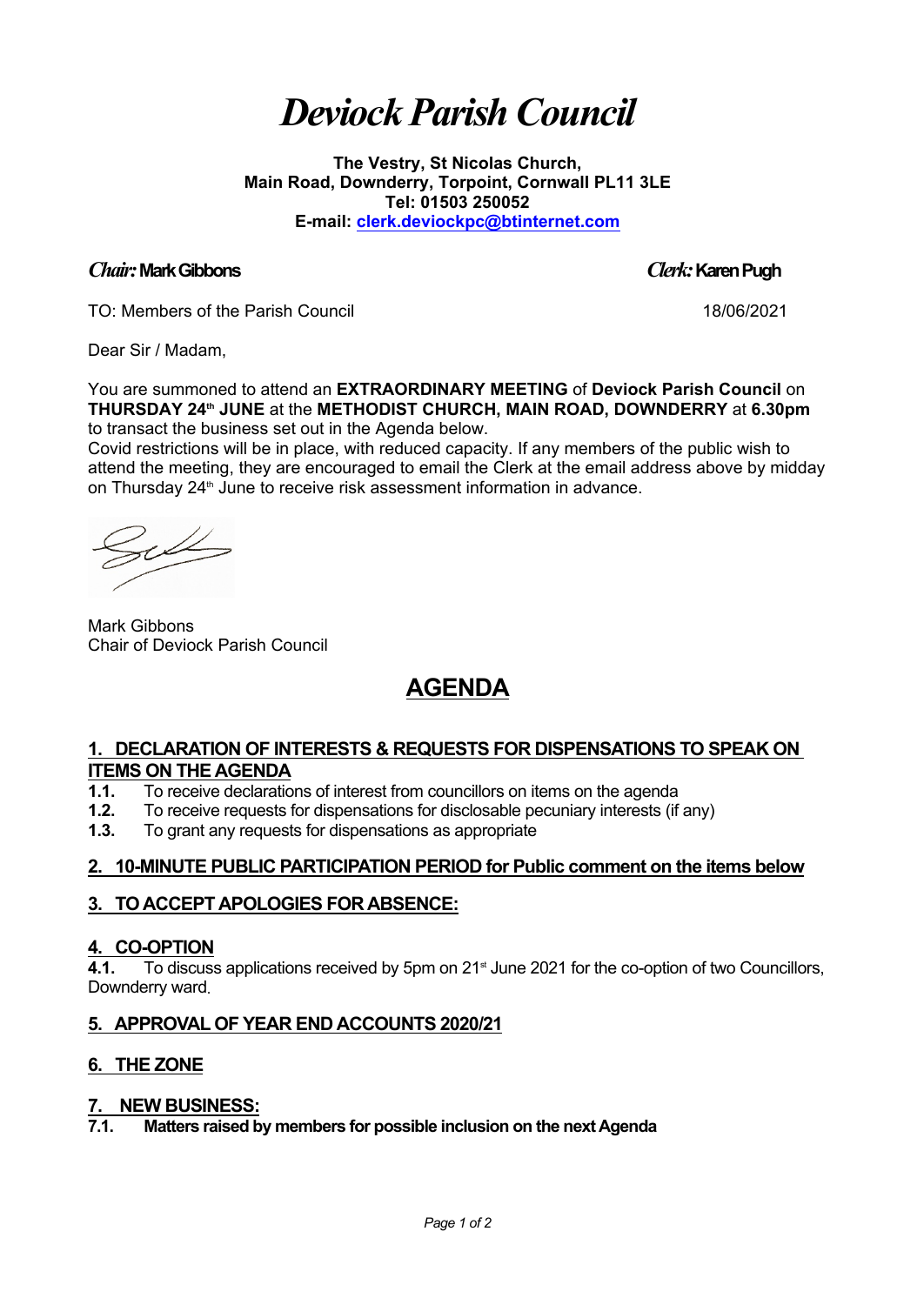# *Deviock Parish Council*

**The Vestry, St Nicolas Church,**
**Main Road, Downderry, Torpoint, Cornwall PL11 3LE**
**Tel: 01503 250052**
**E-mail: clerk.deviockpc@btinternet.com**

***Chair:* Mark Gibbons** ***Clerk:* Karen Pugh**

TO: Members of the Parish Council 18/06/2021

Dear Sir / Madam,

You are summoned to attend an **EXTRAORDINARY MEETING** of **Deviock Parish Council** on **THURSDAY 24th JUNE** at the **METHODIST CHURCH, MAIN ROAD, DOWNDERRY** at **6.30pm** to transact the business set out in the Agenda below.
Covid restrictions will be in place, with reduced capacity. If any members of the public wish to attend the meeting, they are encouraged to email the Clerk at the email address above by midday on Thursday 24th June to receive risk assessment information in advance.

Mark Gibbons
Chair of Deviock Parish Council

## AGENDA

### 1. DECLARATION OF INTERESTS & REQUESTS FOR DISPENSATIONS TO SPEAK ON ITEMS ON THE AGENDA

**1.1.** To receive declarations of interest from councillors on items on the agenda
**1.2.** To receive requests for dispensations for disclosable pecuniary interests (if any)
**1.3.** To grant any requests for dispensations as appropriate

### 2. 10-MINUTE PUBLIC PARTICIPATION PERIOD for Public comment on the items below

### 3. TO ACCEPT APOLOGIES FOR ABSENCE:

### 4. CO-OPTION

**4.1.** To discuss applications received by 5pm on 21st June 2021 for the co-option of two Councillors, Downderry ward.

### 5. APPROVAL OF YEAR END ACCOUNTS 2020/21

### 6. THE ZONE

### 7. NEW BUSINESS:

**7.1. Matters raised by members for possible inclusion on the next Agenda**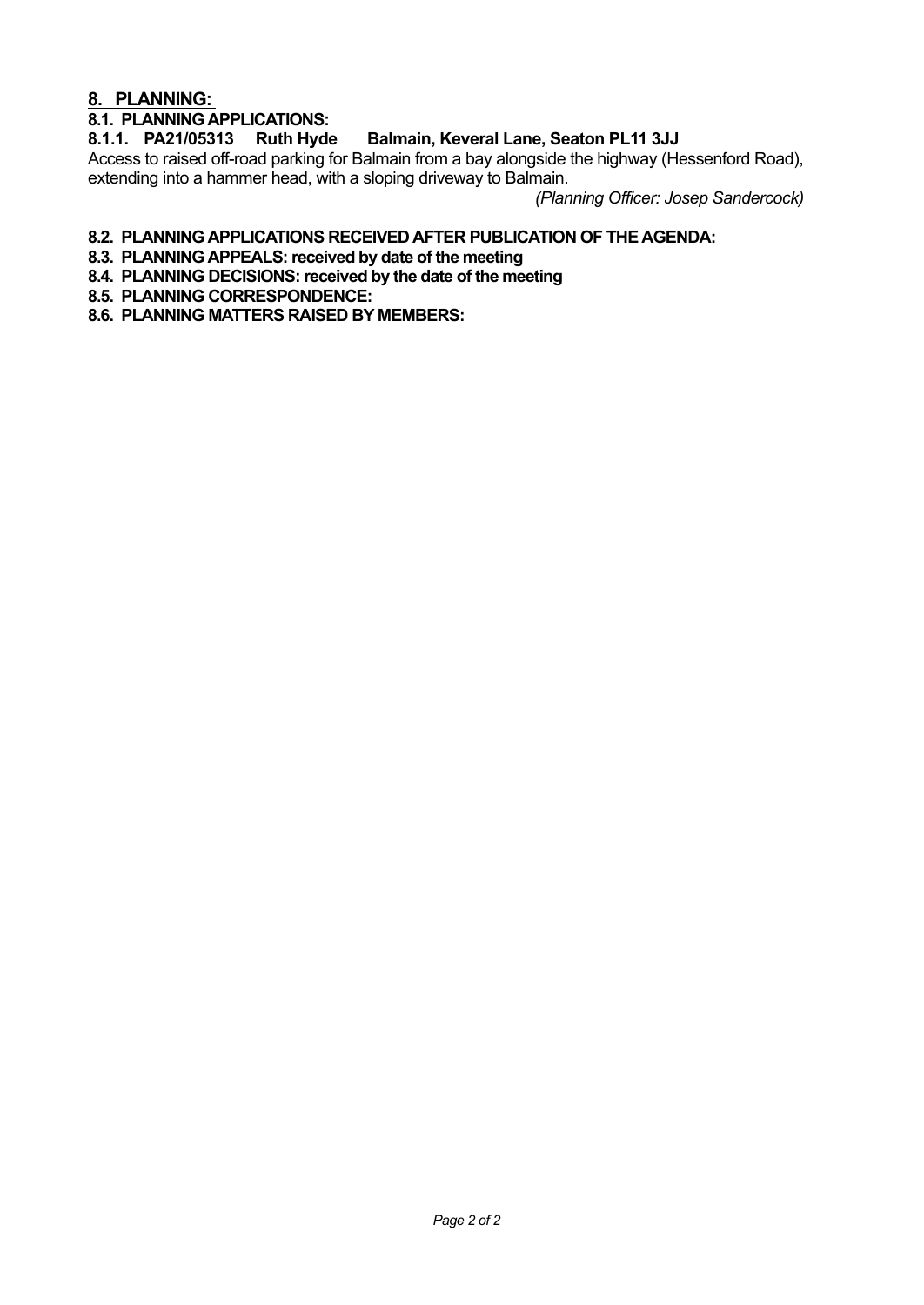## 8. PLANNING:

### 8.1. PLANNING APPLICATIONS:

#### 8.1.1. PA21/05313 Ruth Hyde Balmain, Keveral Lane, Seaton PL11 3JJ

Access to raised off-road parking for Balmain from a bay alongside the highway (Hessenford Road), extending into a hammer head, with a sloping driveway to Balmain.

*(Planning Officer: Josep Sandercock)*

### 8.2. PLANNING APPLICATIONS RECEIVED AFTER PUBLICATION OF THE AGENDA:

### 8.3. PLANNING APPEALS: received by date of the meeting

### 8.4. PLANNING DECISIONS: received by the date of the meeting

### 8.5. PLANNING CORRESPONDENCE:

### 8.6. PLANNING MATTERS RAISED BY MEMBERS: